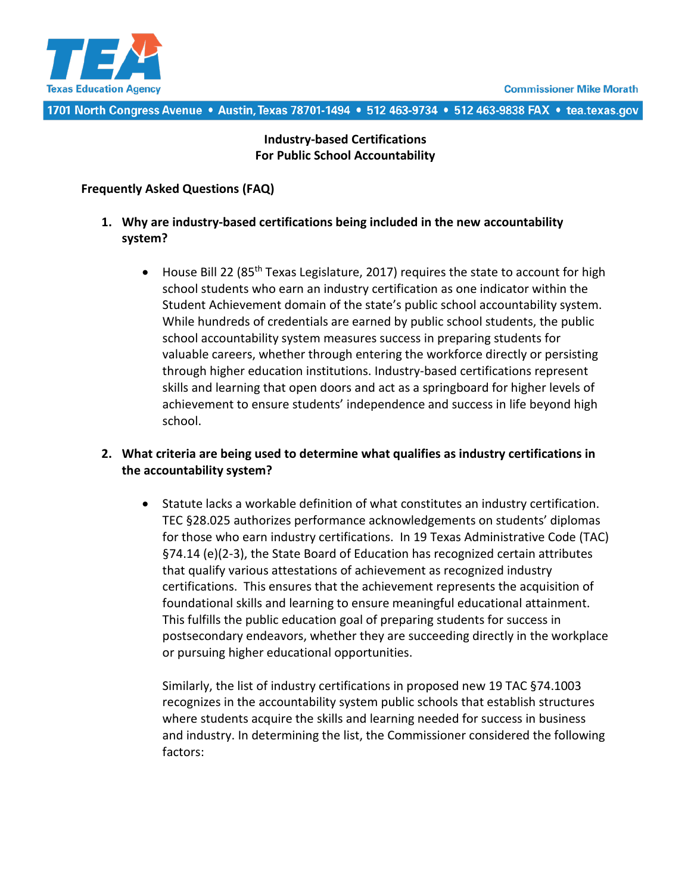**Industry-based Certifications**
**For Public School Accountability**

**Frequently Asked Questions (FAQ)**

1. **Why are industry-based certifications being included in the new accountability system?**

   - House Bill 22 (85th Texas Legislature, 2017) requires the state to account for high school students who earn an industry certification as one indicator within the Student Achievement domain of the state's public school accountability system. While hundreds of credentials are earned by public school students, the public school accountability system measures success in preparing students for valuable careers, whether through entering the workforce directly or persisting through higher education institutions. Industry-based certifications represent skills and learning that open doors and act as a springboard for higher levels of achievement to ensure students' independence and success in life beyond high school.

2. **What criteria are being used to determine what qualifies as industry certifications in the accountability system?**

   - Statute lacks a workable definition of what constitutes an industry certification. TEC §28.025 authorizes performance acknowledgements on students' diplomas for those who earn industry certifications. In 19 Texas Administrative Code (TAC) §74.14 (e)(2-3), the State Board of Education has recognized certain attributes that qualify various attestations of achievement as recognized industry certifications. This ensures that the achievement represents the acquisition of foundational skills and learning to ensure meaningful educational attainment. This fulfills the public education goal of preparing students for success in postsecondary endeavors, whether they are succeeding directly in the workplace or pursuing higher educational opportunities.

     Similarly, the list of industry certifications in proposed new 19 TAC §74.1003 recognizes in the accountability system public schools that establish structures where students acquire the skills and learning needed for success in business and industry. In determining the list, the Commissioner considered the following factors: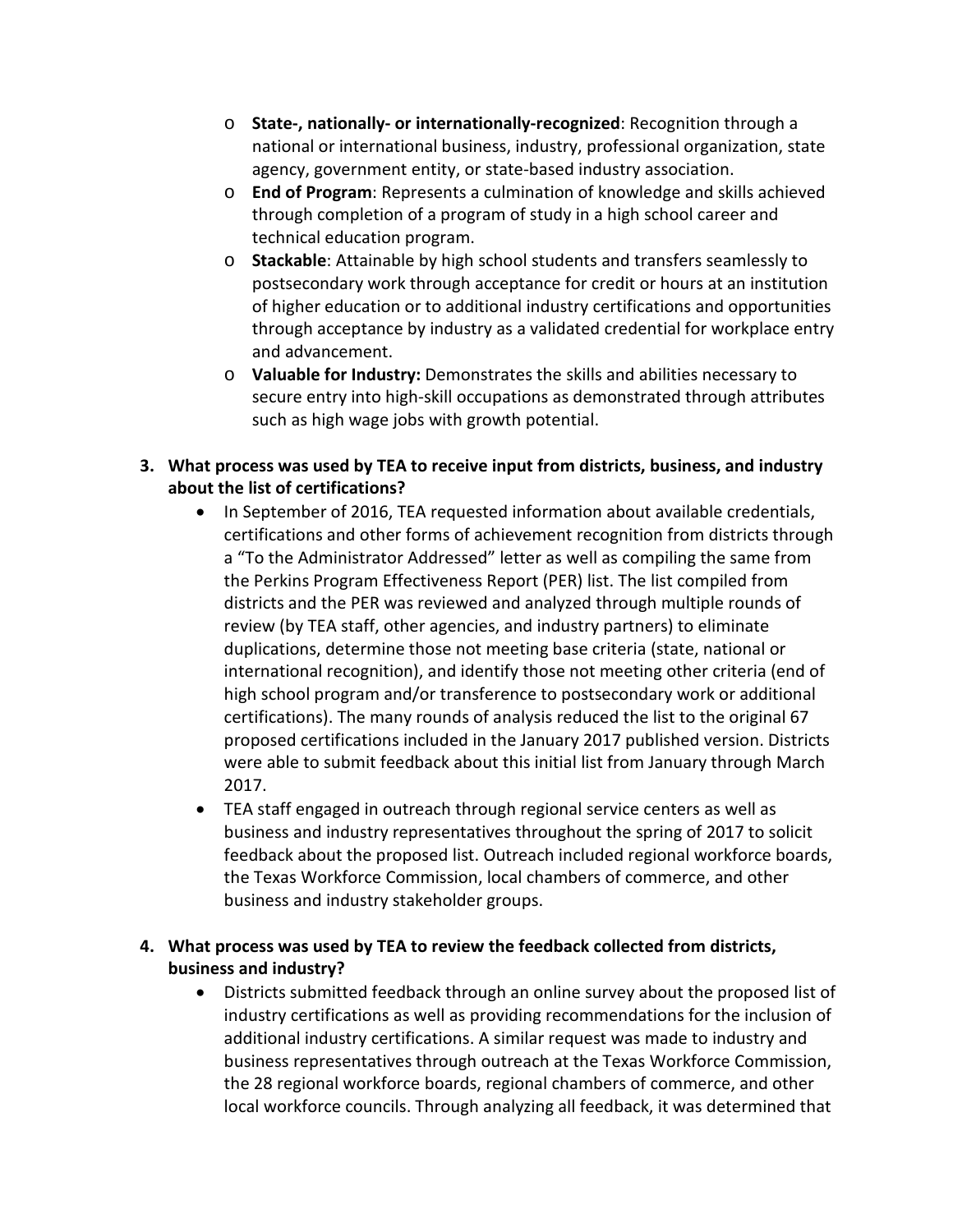- **State-, nationally- or internationally-recognized**: Recognition through a national or international business, industry, professional organization, state agency, government entity, or state-based industry association.
- **End of Program**: Represents a culmination of knowledge and skills achieved through completion of a program of study in a high school career and technical education program.
- **Stackable**: Attainable by high school students and transfers seamlessly to postsecondary work through acceptance for credit or hours at an institution of higher education or to additional industry certifications and opportunities through acceptance by industry as a validated credential for workplace entry and advancement.
- **Valuable for Industry:** Demonstrates the skills and abilities necessary to secure entry into high-skill occupations as demonstrated through attributes such as high wage jobs with growth potential.

**3. What process was used by TEA to receive input from districts, business, and industry about the list of certifications?**

- In September of 2016, TEA requested information about available credentials, certifications and other forms of achievement recognition from districts through a "To the Administrator Addressed" letter as well as compiling the same from the Perkins Program Effectiveness Report (PER) list. The list compiled from districts and the PER was reviewed and analyzed through multiple rounds of review (by TEA staff, other agencies, and industry partners) to eliminate duplications, determine those not meeting base criteria (state, national or international recognition), and identify those not meeting other criteria (end of high school program and/or transference to postsecondary work or additional certifications). The many rounds of analysis reduced the list to the original 67 proposed certifications included in the January 2017 published version. Districts were able to submit feedback about this initial list from January through March 2017.
- TEA staff engaged in outreach through regional service centers as well as business and industry representatives throughout the spring of 2017 to solicit feedback about the proposed list. Outreach included regional workforce boards, the Texas Workforce Commission, local chambers of commerce, and other business and industry stakeholder groups.

**4. What process was used by TEA to review the feedback collected from districts, business and industry?**

- Districts submitted feedback through an online survey about the proposed list of industry certifications as well as providing recommendations for the inclusion of additional industry certifications. A similar request was made to industry and business representatives through outreach at the Texas Workforce Commission, the 28 regional workforce boards, regional chambers of commerce, and other local workforce councils. Through analyzing all feedback, it was determined that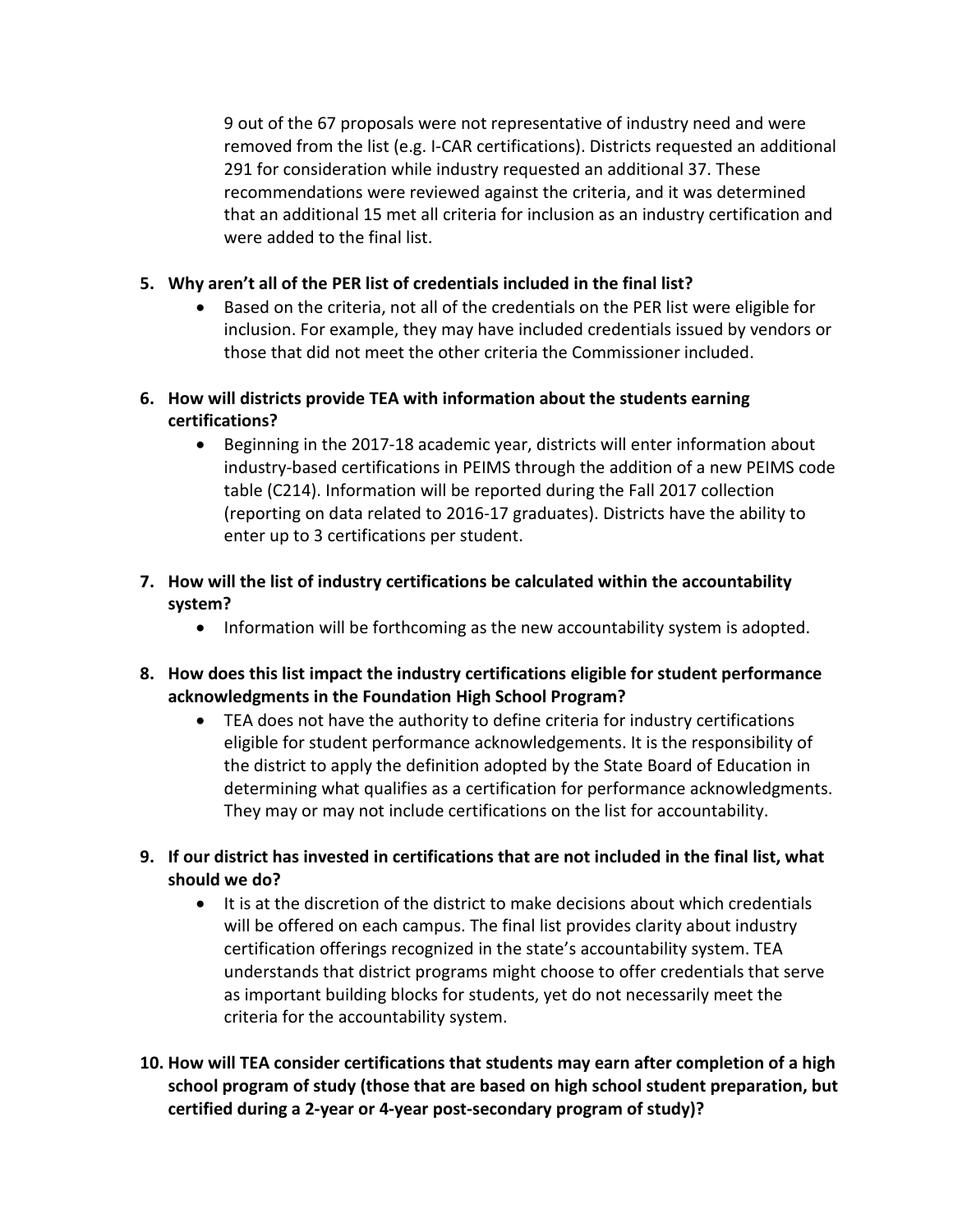9 out of the 67 proposals were not representative of industry need and were removed from the list (e.g. I-CAR certifications). Districts requested an additional 291 for consideration while industry requested an additional 37. These recommendations were reviewed against the criteria, and it was determined that an additional 15 met all criteria for inclusion as an industry certification and were added to the final list.

**5. Why aren't all of the PER list of credentials included in the final list?**

- Based on the criteria, not all of the credentials on the PER list were eligible for inclusion. For example, they may have included credentials issued by vendors or those that did not meet the other criteria the Commissioner included.

**6. How will districts provide TEA with information about the students earning certifications?**

- Beginning in the 2017-18 academic year, districts will enter information about industry-based certifications in PEIMS through the addition of a new PEIMS code table (C214). Information will be reported during the Fall 2017 collection (reporting on data related to 2016-17 graduates). Districts have the ability to enter up to 3 certifications per student.

**7. How will the list of industry certifications be calculated within the accountability system?**

- Information will be forthcoming as the new accountability system is adopted.

**8. How does this list impact the industry certifications eligible for student performance acknowledgments in the Foundation High School Program?**

- TEA does not have the authority to define criteria for industry certifications eligible for student performance acknowledgements. It is the responsibility of the district to apply the definition adopted by the State Board of Education in determining what qualifies as a certification for performance acknowledgments. They may or may not include certifications on the list for accountability.

**9. If our district has invested in certifications that are not included in the final list, what should we do?**

- It is at the discretion of the district to make decisions about which credentials will be offered on each campus. The final list provides clarity about industry certification offerings recognized in the state's accountability system. TEA understands that district programs might choose to offer credentials that serve as important building blocks for students, yet do not necessarily meet the criteria for the accountability system.

**10. How will TEA consider certifications that students may earn after completion of a high school program of study (those that are based on high school student preparation, but certified during a 2-year or 4-year post-secondary program of study)?**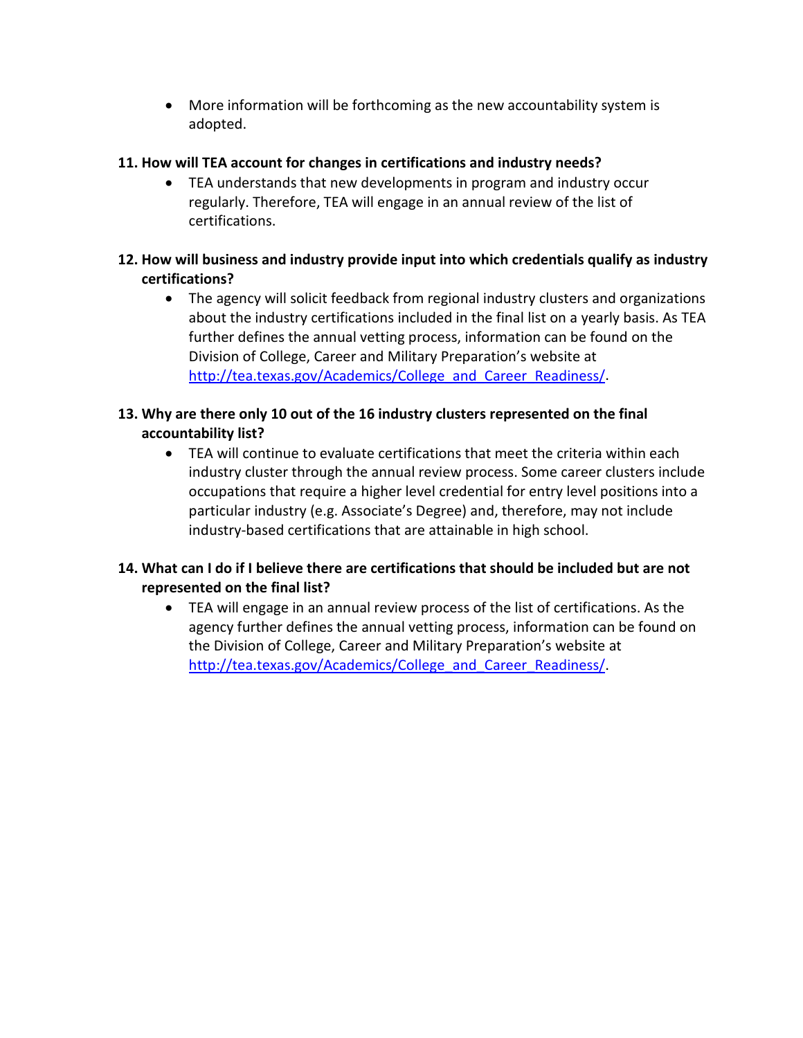- More information will be forthcoming as the new accountability system is adopted.

**11. How will TEA account for changes in certifications and industry needs?**

- TEA understands that new developments in program and industry occur regularly. Therefore, TEA will engage in an annual review of the list of certifications.

**12. How will business and industry provide input into which credentials qualify as industry certifications?**

- The agency will solicit feedback from regional industry clusters and organizations about the industry certifications included in the final list on a yearly basis. As TEA further defines the annual vetting process, information can be found on the Division of College, Career and Military Preparation's website at http://tea.texas.gov/Academics/College_and_Career_Readiness/.

**13. Why are there only 10 out of the 16 industry clusters represented on the final accountability list?**

- TEA will continue to evaluate certifications that meet the criteria within each industry cluster through the annual review process. Some career clusters include occupations that require a higher level credential for entry level positions into a particular industry (e.g. Associate's Degree) and, therefore, may not include industry-based certifications that are attainable in high school.

**14. What can I do if I believe there are certifications that should be included but are not represented on the final list?**

- TEA will engage in an annual review process of the list of certifications. As the agency further defines the annual vetting process, information can be found on the Division of College, Career and Military Preparation's website at http://tea.texas.gov/Academics/College_and_Career_Readiness/.